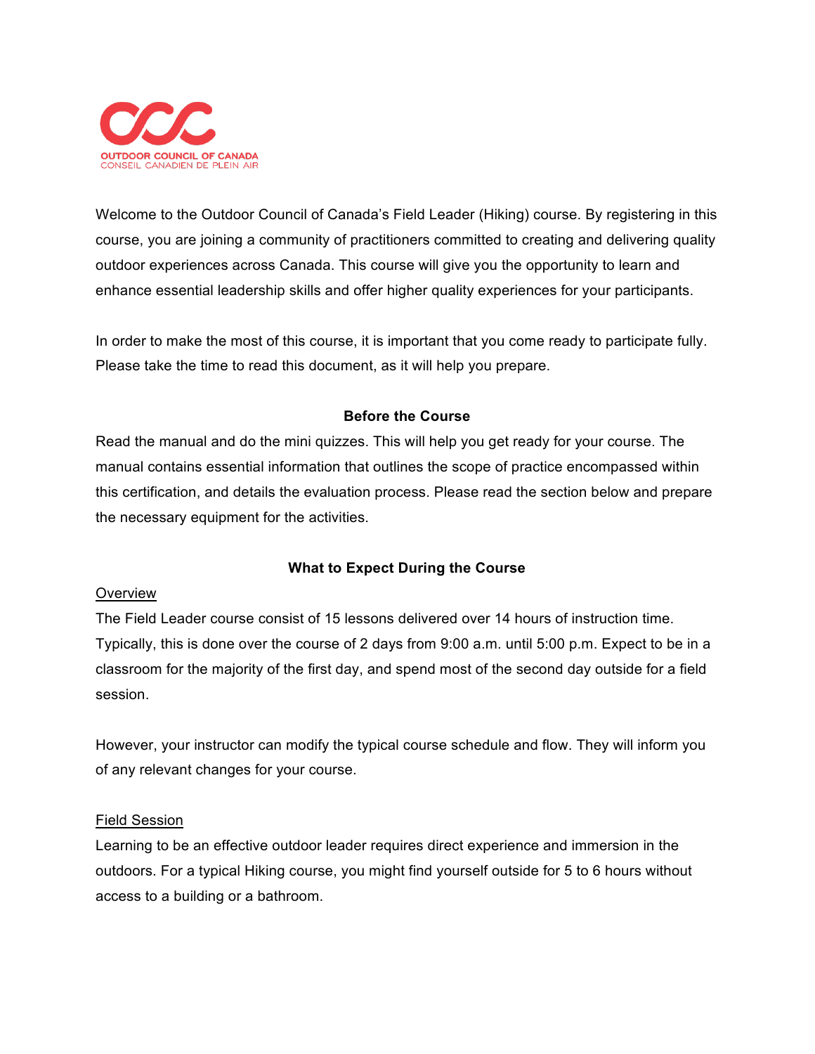OUTDOOR COUNCIL OF CANADA
CONSEIL CANADIEN DE PLEIN AIR

Welcome to the Outdoor Council of Canada's Field Leader (Hiking) course. By registering in this course, you are joining a community of practitioners committed to creating and delivering quality outdoor experiences across Canada. This course will give you the opportunity to learn and enhance essential leadership skills and offer higher quality experiences for your participants.

In order to make the most of this course, it is important that you come ready to participate fully. Please take the time to read this document, as it will help you prepare.

## Before the Course

Read the manual and do the mini quizzes. This will help you get ready for your course. The manual contains essential information that outlines the scope of practice encompassed within this certification, and details the evaluation process. Please read the section below and prepare the necessary equipment for the activities.

## What to Expect During the Course

### Overview

The Field Leader course consist of 15 lessons delivered over 14 hours of instruction time. Typically, this is done over the course of 2 days from 9:00 a.m. until 5:00 p.m. Expect to be in a classroom for the majority of the first day, and spend most of the second day outside for a field session.

However, your instructor can modify the typical course schedule and flow. They will inform you of any relevant changes for your course.

### Field Session

Learning to be an effective outdoor leader requires direct experience and immersion in the outdoors. For a typical Hiking course, you might find yourself outside for 5 to 6 hours without access to a building or a bathroom.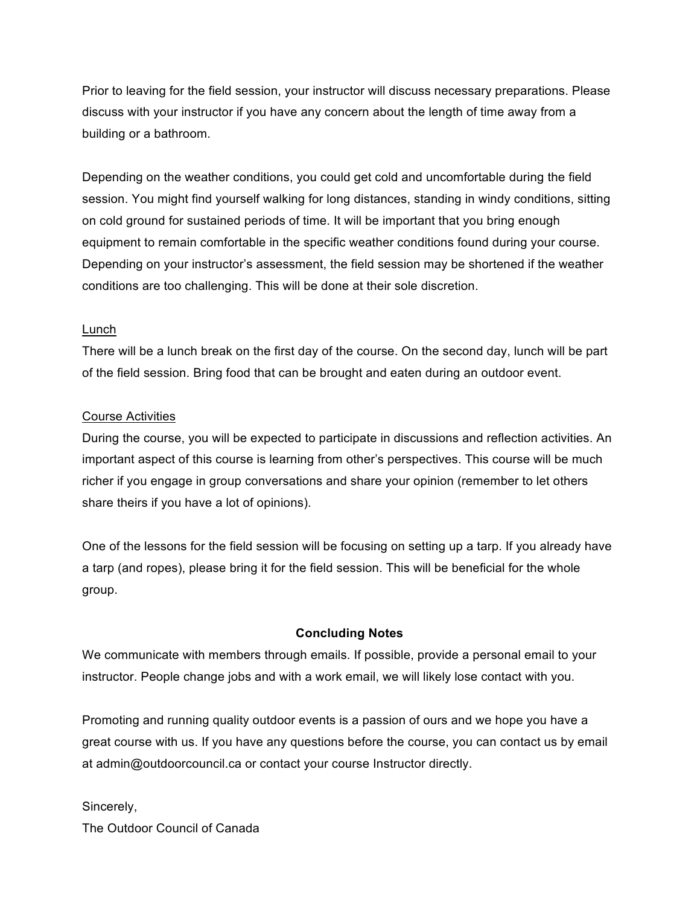Prior to leaving for the field session, your instructor will discuss necessary preparations. Please discuss with your instructor if you have any concern about the length of time away from a building or a bathroom.

Depending on the weather conditions, you could get cold and uncomfortable during the field session. You might find yourself walking for long distances, standing in windy conditions, sitting on cold ground for sustained periods of time. It will be important that you bring enough equipment to remain comfortable in the specific weather conditions found during your course. Depending on your instructor's assessment, the field session may be shortened if the weather conditions are too challenging. This will be done at their sole discretion.

<u>Lunch</u>

There will be a lunch break on the first day of the course. On the second day, lunch will be part of the field session. Bring food that can be brought and eaten during an outdoor event.

<u>Course Activities</u>

During the course, you will be expected to participate in discussions and reflection activities. An important aspect of this course is learning from other's perspectives. This course will be much richer if you engage in group conversations and share your opinion (remember to let others share theirs if you have a lot of opinions).

One of the lessons for the field session will be focusing on setting up a tarp. If you already have a tarp (and ropes), please bring it for the field session. This will be beneficial for the whole group.

## Concluding Notes

We communicate with members through emails. If possible, provide a personal email to your instructor. People change jobs and with a work email, we will likely lose contact with you.

Promoting and running quality outdoor events is a passion of ours and we hope you have a great course with us. If you have any questions before the course, you can contact us by email at admin@outdoorcouncil.ca or contact your course Instructor directly.

Sincerely,
The Outdoor Council of Canada